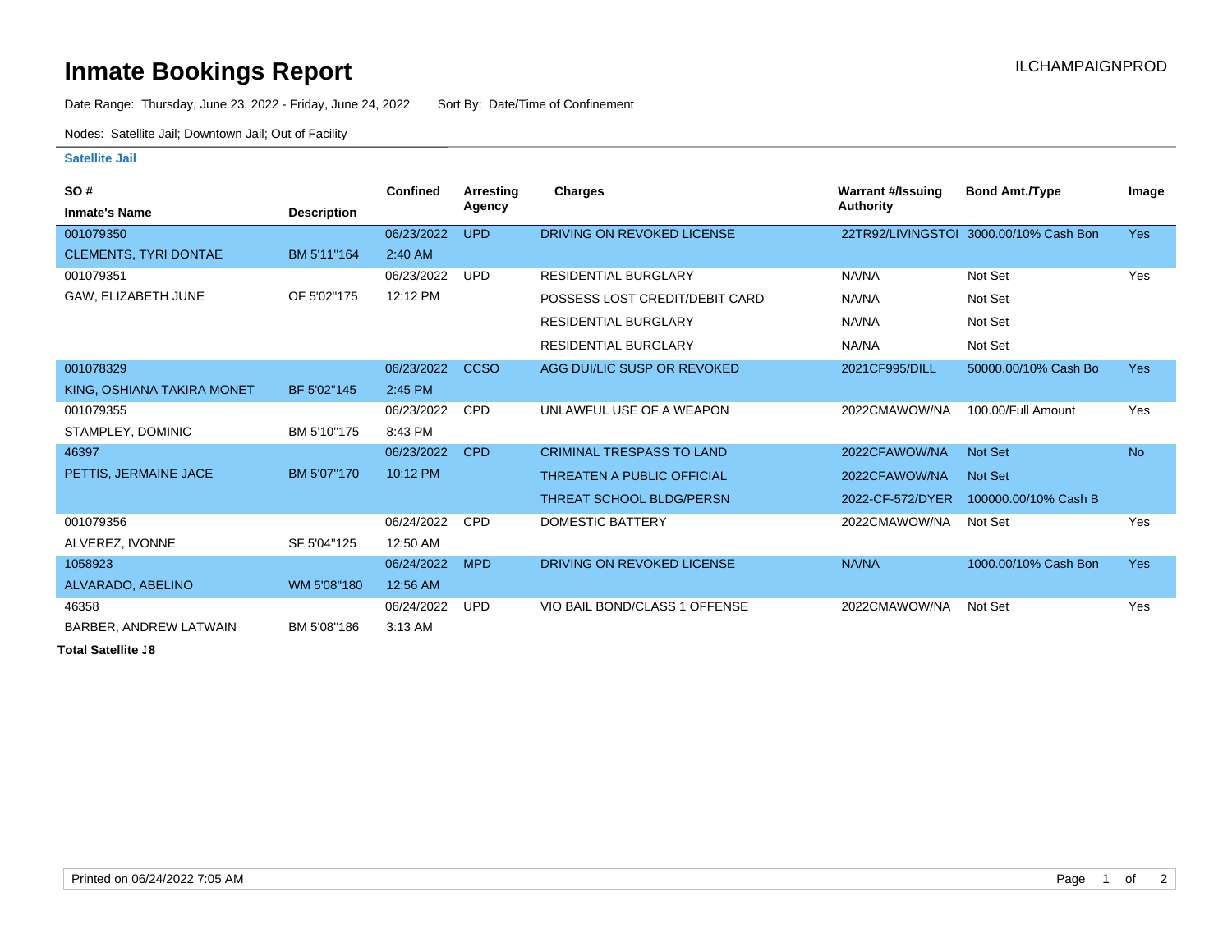# Inmate Bookings Report

ILCHAMPAIGNPROD

Date Range: Thursday, June 23, 2022 - Friday, June 24, 2022 Sort By: Date/Time of Confinement

Nodes: Satellite Jail; Downtown Jail; Out of Facility

### Satellite Jail

| SO # / Inmate's Name | Description | Confined | Arresting Agency | Charges | Warrant #/Issuing Authority | Bond Amt./Type | Image |
|---|---|---|---|---|---|---|---|
| 001079350 | | 06/23/2022 | UPD | DRIVING ON REVOKED LICENSE | 22TR92/LIVINGSTOI | 3000.00/10% Cash Bon | Yes |
| CLEMENTS, TYRI DONTAE | BM 5'11"164 | 2:40 AM | | | | | |
| 001079351 | | 06/23/2022 | UPD | RESIDENTIAL BURGLARY | NA/NA | Not Set | Yes |
| GAW, ELIZABETH JUNE | OF 5'02"175 | 12:12 PM | | POSSESS LOST CREDIT/DEBIT CARD | NA/NA | Not Set | |
| | | | | RESIDENTIAL BURGLARY | NA/NA | Not Set | |
| | | | | RESIDENTIAL BURGLARY | NA/NA | Not Set | |
| 001078329 | | 06/23/2022 | CCSO | AGG DUI/LIC SUSP OR REVOKED | 2021CF995/DILL | 50000.00/10% Cash Bo | Yes |
| KING, OSHIANA TAKIRA MONET | BF 5'02"145 | 2:45 PM | | | | | |
| 001079355 | | 06/23/2022 | CPD | UNLAWFUL USE OF A WEAPON | 2022CMAWOW/NA | 100.00/Full Amount | Yes |
| STAMPLEY, DOMINIC | BM 5'10"175 | 8:43 PM | | | | | |
| 46397 | | 06/23/2022 | CPD | CRIMINAL TRESPASS TO LAND | 2022CFAWOW/NA | Not Set | No |
| PETTIS, JERMAINE JACE | BM 5'07"170 | 10:12 PM | | THREATEN A PUBLIC OFFICIAL | 2022CFAWOW/NA | Not Set | |
| | | | | THREAT SCHOOL BLDG/PERSN | 2022-CF-572/DYER | 100000.00/10% Cash B | |
| 001079356 | | 06/24/2022 | CPD | DOMESTIC BATTERY | 2022CMAWOW/NA | Not Set | Yes |
| ALVEREZ, IVONNE | SF 5'04"125 | 12:50 AM | | | | | |
| 1058923 | | 06/24/2022 | MPD | DRIVING ON REVOKED LICENSE | NA/NA | 1000.00/10% Cash Bon | Yes |
| ALVARADO, ABELINO | WM 5'08"180 | 12:56 AM | | | | | |
| 46358 | | 06/24/2022 | UPD | VIO BAIL BOND/CLASS 1 OFFENSE | 2022CMAWOW/NA | Not Set | Yes |
| BARBER, ANDREW LATWAIN | BM 5'08"186 | 3:13 AM | | | | | |

**Total Satellite :8**

Printed on 06/24/2022 7:05 AM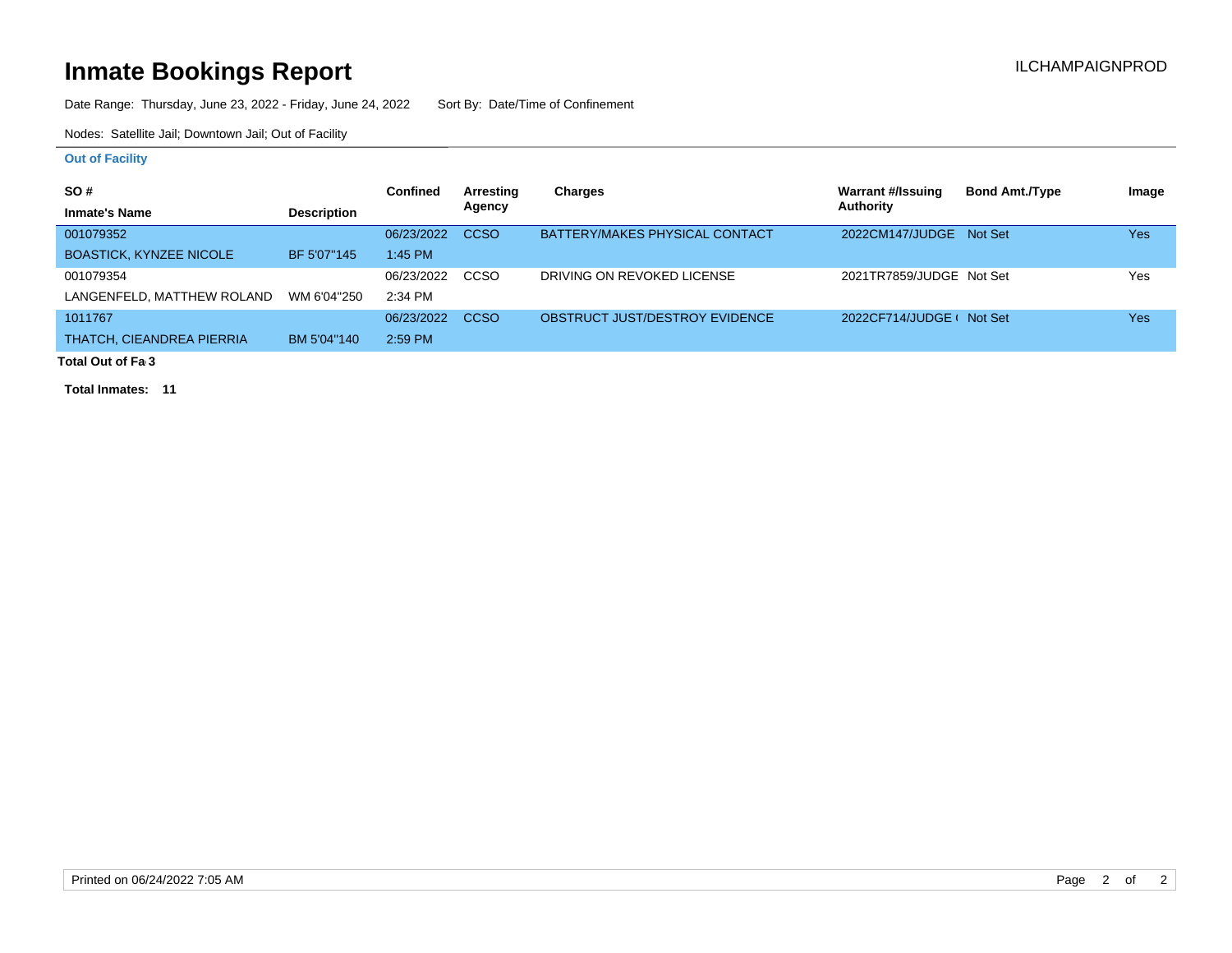# Inmate Bookings Report

ILCHAMPAIGNPROD

Date Range: Thursday, June 23, 2022 - Friday, June 24, 2022 Sort By: Date/Time of Confinement

Nodes: Satellite Jail; Downtown Jail; Out of Facility

### Out of Facility

| SO # / Inmate's Name | Description | Confined | Arresting Agency | Charges | Warrant #/Issuing Authority | Bond Amt./Type | Image |
|---|---|---|---|---|---|---|---|
| 001079352<br>BOASTICK, KYNZEE NICOLE | BF 5'07''145 | 06/23/2022<br>1:45 PM | CCSO | BATTERY/MAKES PHYSICAL CONTACT | 2022CM147/JUDGE | Not Set | Yes |
| 001079354<br>LANGENFELD, MATTHEW ROLAND | WM 6'04''250 | 06/23/2022<br>2:34 PM | CCSO | DRIVING ON REVOKED LICENSE | 2021TR7859/JUDGE | Not Set | Yes |
| 1011767<br>THATCH, CIEANDREA PIERRIA | BM 5'04''140 | 06/23/2022<br>2:59 PM | CCSO | OBSTRUCT JUST/DESTROY EVIDENCE | 2022CF714/JUDGE ( | Not Set | Yes |

**Total Out of Fa 3**

**Total Inmates: 11**

Printed on 06/24/2022 7:05 AM